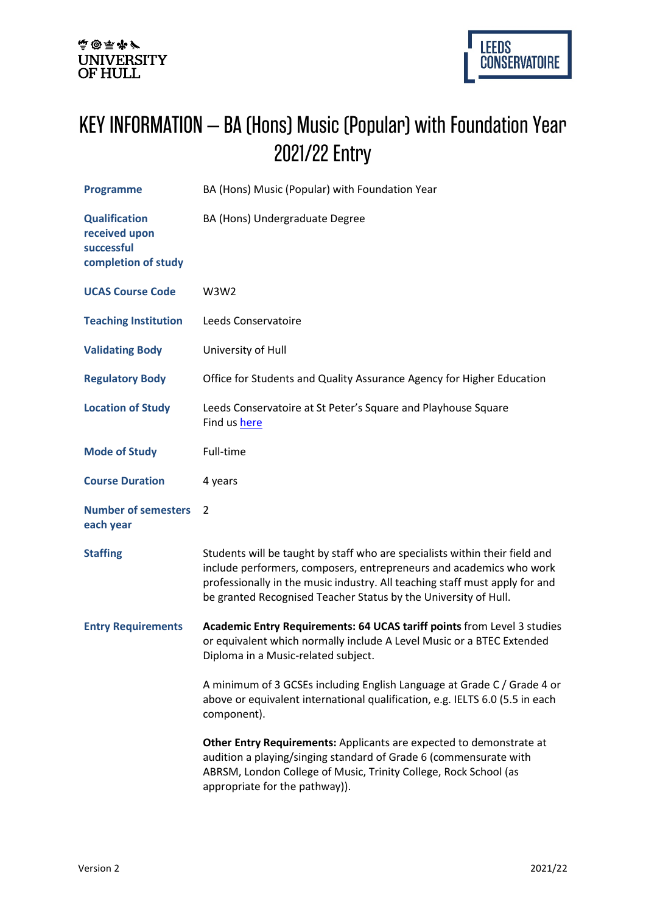UNIVERSITY OF HULL

LEEDS CONSERVATOIRE

# KEY INFORMATION – BA (Hons) Music (Popular) with Foundation Year 2021/22 Entry

| | |
|---|---|
| **Programme** | BA (Hons) Music (Popular) with Foundation Year |
| **Qualification received upon successful completion of study** | BA (Hons) Undergraduate Degree |
| **UCAS Course Code** | W3W2 |
| **Teaching Institution** | Leeds Conservatoire |
| **Validating Body** | University of Hull |
| **Regulatory Body** | Office for Students and Quality Assurance Agency for Higher Education |
| **Location of Study** | Leeds Conservatoire at St Peter's Square and Playhouse Square<br>Find us here |
| **Mode of Study** | Full-time |
| **Course Duration** | 4 years |
| **Number of semesters each year** | 2 |
| **Staffing** | Students will be taught by staff who are specialists within their field and include performers, composers, entrepreneurs and academics who work professionally in the music industry. All teaching staff must apply for and be granted Recognised Teacher Status by the University of Hull. |
| **Entry Requirements** | **Academic Entry Requirements: 64 UCAS tariff points** from Level 3 studies or equivalent which normally include A Level Music or a BTEC Extended Diploma in a Music-related subject.<br><br>A minimum of 3 GCSEs including English Language at Grade C / Grade 4 or above or equivalent international qualification, e.g. IELTS 6.0 (5.5 in each component).<br><br>**Other Entry Requirements:** Applicants are expected to demonstrate at audition a playing/singing standard of Grade 6 (commensurate with ABRSM, London College of Music, Trinity College, Rock School (as appropriate for the pathway)). |

Version 2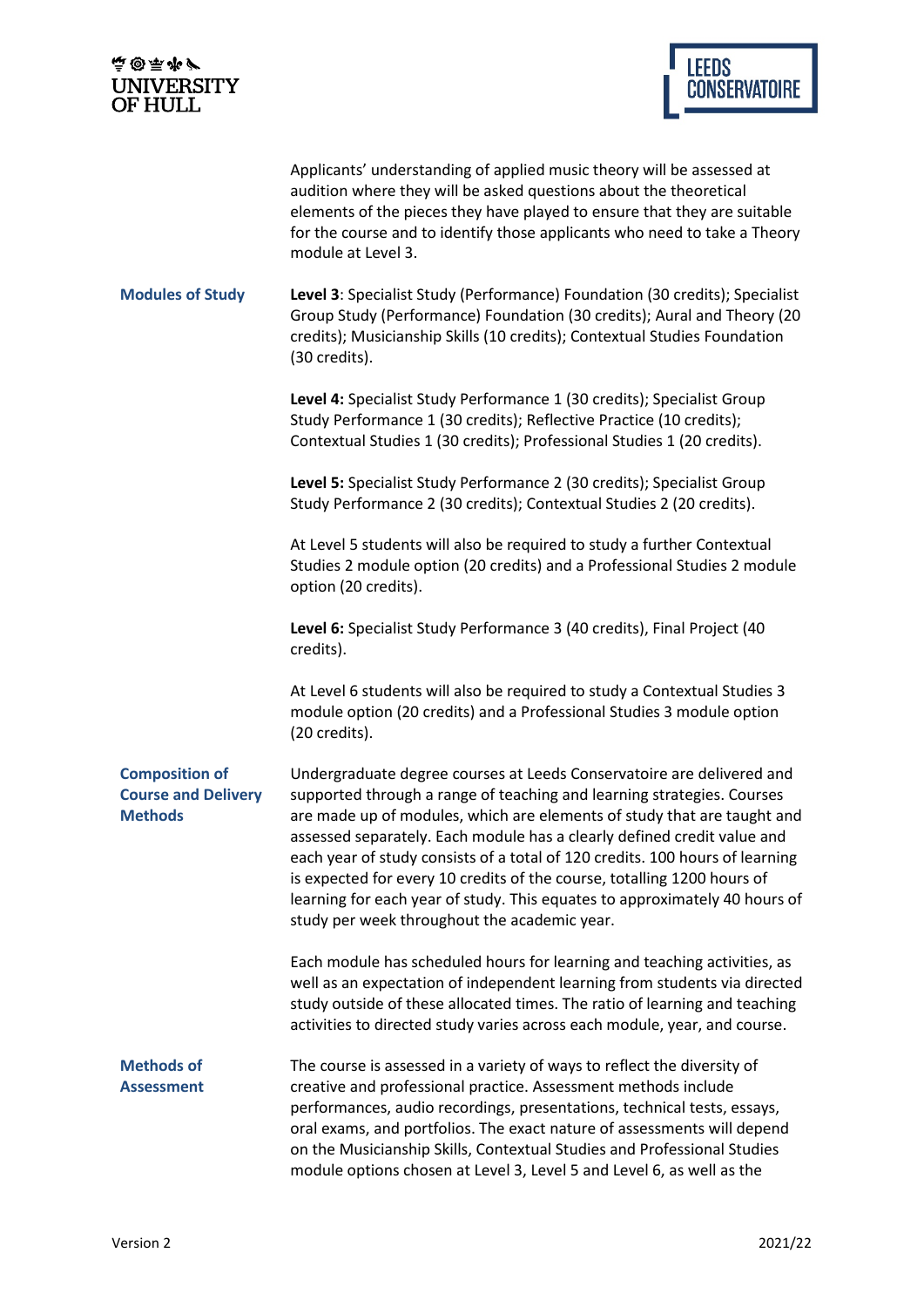Applicants' understanding of applied music theory will be assessed at audition where they will be asked questions about the theoretical elements of the pieces they have played to ensure that they are suitable for the course and to identify those applicants who need to take a Theory module at Level 3.

**Modules of Study**

**Level 3**: Specialist Study (Performance) Foundation (30 credits); Specialist Group Study (Performance) Foundation (30 credits); Aural and Theory (20 credits); Musicianship Skills (10 credits); Contextual Studies Foundation (30 credits).

**Level 4:** Specialist Study Performance 1 (30 credits); Specialist Group Study Performance 1 (30 credits); Reflective Practice (10 credits); Contextual Studies 1 (30 credits); Professional Studies 1 (20 credits).

**Level 5:** Specialist Study Performance 2 (30 credits); Specialist Group Study Performance 2 (30 credits); Contextual Studies 2 (20 credits).

At Level 5 students will also be required to study a further Contextual Studies 2 module option (20 credits) and a Professional Studies 2 module option (20 credits).

**Level 6:** Specialist Study Performance 3 (40 credits), Final Project (40 credits).

At Level 6 students will also be required to study a Contextual Studies 3 module option (20 credits) and a Professional Studies 3 module option (20 credits).

**Composition of Course and Delivery Methods**

Undergraduate degree courses at Leeds Conservatoire are delivered and supported through a range of teaching and learning strategies. Courses are made up of modules, which are elements of study that are taught and assessed separately. Each module has a clearly defined credit value and each year of study consists of a total of 120 credits. 100 hours of learning is expected for every 10 credits of the course, totalling 1200 hours of learning for each year of study. This equates to approximately 40 hours of study per week throughout the academic year.

Each module has scheduled hours for learning and teaching activities, as well as an expectation of independent learning from students via directed study outside of these allocated times. The ratio of learning and teaching activities to directed study varies across each module, year, and course.

**Methods of Assessment**

The course is assessed in a variety of ways to reflect the diversity of creative and professional practice. Assessment methods include performances, audio recordings, presentations, technical tests, essays, oral exams, and portfolios. The exact nature of assessments will depend on the Musicianship Skills, Contextual Studies and Professional Studies module options chosen at Level 3, Level 5 and Level 6, as well as the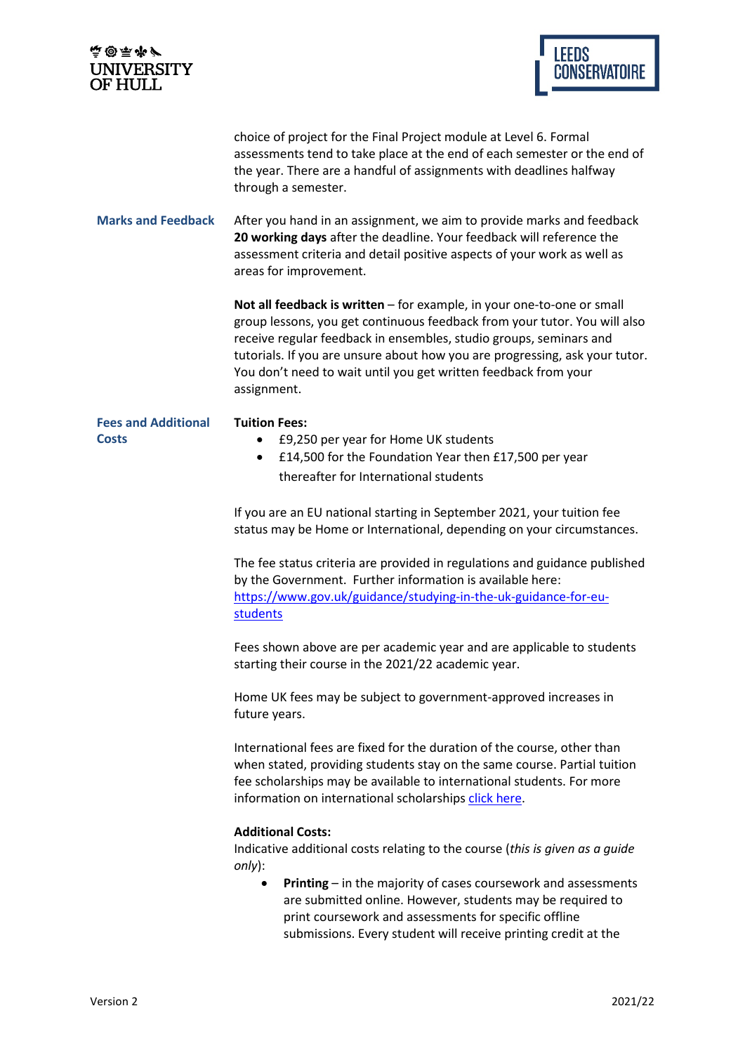choice of project for the Final Project module at Level 6. Formal assessments tend to take place at the end of each semester or the end of the year. There are a handful of assignments with deadlines halfway through a semester.

## Marks and Feedback

After you hand in an assignment, we aim to provide marks and feedback **20 working days** after the deadline. Your feedback will reference the assessment criteria and detail positive aspects of your work as well as areas for improvement.

**Not all feedback is written** – for example, in your one-to-one or small group lessons, you get continuous feedback from your tutor. You will also receive regular feedback in ensembles, studio groups, seminars and tutorials. If you are unsure about how you are progressing, ask your tutor. You don't need to wait until you get written feedback from your assignment.

## Fees and Additional Costs

**Tuition Fees:**

- £9,250 per year for Home UK students
- £14,500 for the Foundation Year then £17,500 per year thereafter for International students

If you are an EU national starting in September 2021, your tuition fee status may be Home or International, depending on your circumstances.

The fee status criteria are provided in regulations and guidance published by the Government. Further information is available here: [https://www.gov.uk/guidance/studying-in-the-uk-guidance-for-eu-students](https://www.gov.uk/guidance/studying-in-the-uk-guidance-for-eu-students)

Fees shown above are per academic year and are applicable to students starting their course in the 2021/22 academic year.

Home UK fees may be subject to government-approved increases in future years.

International fees are fixed for the duration of the course, other than when stated, providing students stay on the same course. Partial tuition fee scholarships may be available to international students. For more information on international scholarships click here.

**Additional Costs:**

Indicative additional costs relating to the course (*this is given as a guide only*):

- **Printing** – in the majority of cases coursework and assessments are submitted online. However, students may be required to print coursework and assessments for specific offline submissions. Every student will receive printing credit at the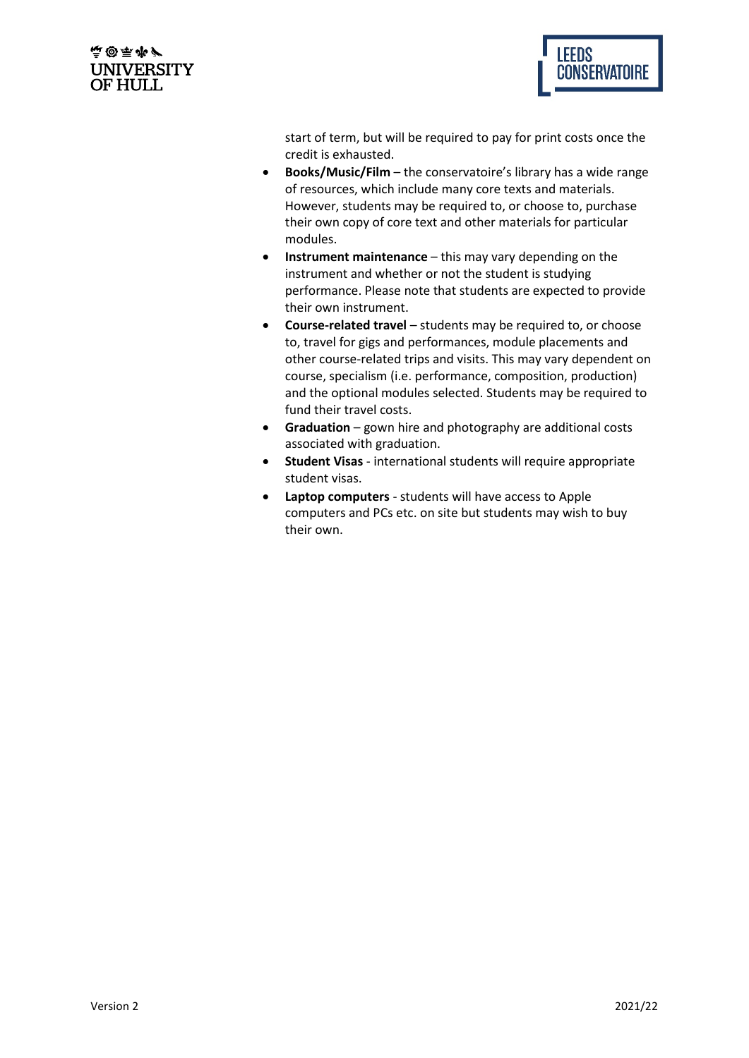start of term, but will be required to pay for print costs once the credit is exhausted.

- **Books/Music/Film** – the conservatoire's library has a wide range of resources, which include many core texts and materials. However, students may be required to, or choose to, purchase their own copy of core text and other materials for particular modules.
- **Instrument maintenance** – this may vary depending on the instrument and whether or not the student is studying performance. Please note that students are expected to provide their own instrument.
- **Course-related travel** – students may be required to, or choose to, travel for gigs and performances, module placements and other course-related trips and visits. This may vary dependent on course, specialism (i.e. performance, composition, production) and the optional modules selected. Students may be required to fund their travel costs.
- **Graduation** – gown hire and photography are additional costs associated with graduation.
- **Student Visas** - international students will require appropriate student visas.
- **Laptop computers** - students will have access to Apple computers and PCs etc. on site but students may wish to buy their own.